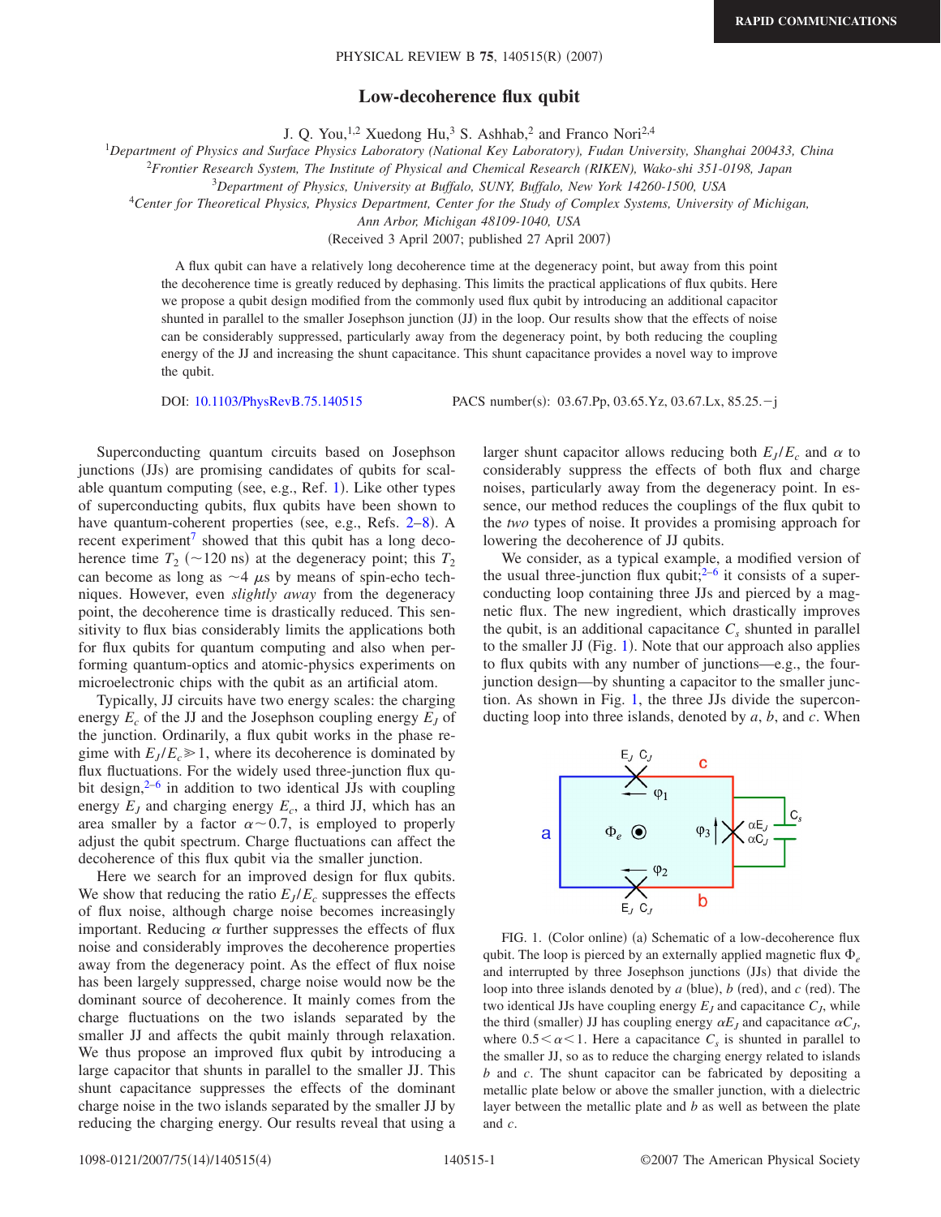# Low-decoherence flux qubit

J. Q. You,[1,2] Xuedong Hu,[3] S. Ashhab,[2] and Franco Nori[2,4]

[1]Department of Physics and Surface Physics Laboratory (National Key Laboratory), Fudan University, Shanghai 200433, China
[2]Frontier Research System, The Institute of Physical and Chemical Research (RIKEN), Wako-shi 351-0198, Japan
[3]Department of Physics, University at Buffalo, SUNY, Buffalo, New York 14260-1500, USA
[4]Center for Theoretical Physics, Physics Department, Center for the Study of Complex Systems, University of Michigan, Ann Arbor, Michigan 48109-1040, USA

(Received 3 April 2007; published 27 April 2007)

A flux qubit can have a relatively long decoherence time at the degeneracy point, but away from this point the decoherence time is greatly reduced by dephasing. This limits the practical applications of flux qubits. Here we propose a qubit design modified from the commonly used flux qubit by introducing an additional capacitor shunted in parallel to the smaller Josephson junction (JJ) in the loop. Our results show that the effects of noise can be considerably suppressed, particularly away from the degeneracy point, by both reducing the coupling energy of the JJ and increasing the shunt capacitance. This shunt capacitance provides a novel way to improve the qubit.

DOI: 10.1103/PhysRevB.75.140515    PACS number(s): 03.67.Pp, 03.65.Yz, 03.67.Lx, 85.25.−j

Superconducting quantum circuits based on Josephson junctions (JJs) are promising candidates of qubits for scalable quantum computing (see, e.g., Ref. [1]). Like other types of superconducting qubits, flux qubits have been shown to have quantum-coherent properties (see, e.g., Refs. [2–8]). A recent experiment[7] showed that this qubit has a long decoherence time $T_2$ ($\sim$120 ns) at the degeneracy point; this $T_2$ can become as long as $\sim$4 $\mu$s by means of spin-echo techniques. However, even *slightly away* from the degeneracy point, the decoherence time is drastically reduced. This sensitivity to flux bias considerably limits the applications both for flux qubits for quantum computing and also when performing quantum-optics and atomic-physics experiments on microelectronic chips with the qubit as an artificial atom.

Typically, JJ circuits have two energy scales: the charging energy $E_c$ of the JJ and the Josephson coupling energy $E_J$ of the junction. Ordinarily, a flux qubit works in the phase regime with $E_J/E_c \gg 1$, where its decoherence is dominated by flux fluctuations. For the widely used three-junction flux qubit design,[2–6] in addition to two identical JJs with coupling energy $E_J$ and charging energy $E_c$, a third JJ, which has an area smaller by a factor $\alpha \sim 0.7$, is employed to properly adjust the qubit spectrum. Charge fluctuations can affect the decoherence of this flux qubit via the smaller junction.

Here we search for an improved design for flux qubits. We show that reducing the ratio $E_J/E_c$ suppresses the effects of flux noise, although charge noise becomes increasingly important. Reducing $\alpha$ further suppresses the effects of flux noise and considerably improves the decoherence properties away from the degeneracy point. As the effect of flux noise has been largely suppressed, charge noise would now be the dominant source of decoherence. It mainly comes from the charge fluctuations on the two islands separated by the smaller JJ and affects the qubit mainly through relaxation. We thus propose an improved flux qubit by introducing a large capacitor that shunts in parallel to the smaller JJ. This shunt capacitance suppresses the effects of the dominant charge noise in the two islands separated by the smaller JJ by reducing the charging energy. Our results reveal that using a larger shunt capacitor allows reducing both $E_J/E_c$ and $\alpha$ to considerably suppress the effects of both flux and charge noises, particularly away from the degeneracy point. In essence, our method reduces the couplings of the flux qubit to the *two* types of noise. It provides a promising approach for lowering the decoherence of JJ qubits.

We consider, as a typical example, a modified version of the usual three-junction flux qubit;[2–6] it consists of a superconducting loop containing three JJs and pierced by a magnetic flux. The new ingredient, which drastically improves the qubit, is an additional capacitance $C_s$ shunted in parallel to the smaller JJ (Fig. 1). Note that our approach also applies to flux qubits with any number of junctions—e.g., the four-junction design—by shunting a capacitor to the smaller junction. As shown in Fig. 1, the three JJs divide the superconducting loop into three islands, denoted by $a$, $b$, and $c$. When

FIG. 1. (Color online) (a) Schematic of a low-decoherence flux qubit. The loop is pierced by an externally applied magnetic flux $\Phi_e$ and interrupted by three Josephson junctions (JJs) that divide the loop into three islands denoted by $a$ (blue), $b$ (red), and $c$ (red). The two identical JJs have coupling energy $E_J$ and capacitance $C_J$, while the third (smaller) JJ has coupling energy $\alpha E_J$ and capacitance $\alpha C_J$, where $0.5 < \alpha < 1$. Here a capacitance $C_s$ is shunted in parallel to the smaller JJ, so as to reduce the charging energy related to islands $b$ and $c$. The shunt capacitor can be fabricated by depositing a metallic plate below or above the smaller junction, with a dielectric layer between the metallic plate and $b$ as well as between the plate and $c$.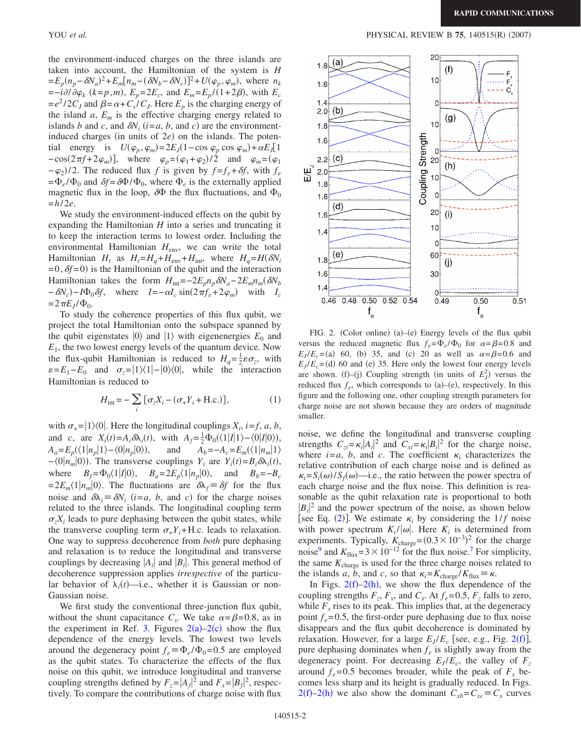the environment-induced charges on the three islands are taken into account, the Hamiltonian of the system is $H = E_p(n_p - \delta N_a)^2 + E_m[n_m - (\delta N_b - \delta N_c)]^2 + U(\varphi_p, \varphi_m)$, where $n_k = -i\partial/\partial\varphi_k$ ($k=p,m$), $E_p = 2E_c$, and $E_m = E_p/(1+2\beta)$, with $E_c = e^2/2C_J$ and $\beta = \alpha + C_s/C_J$. Here $E_p$ is the charging energy of the island $a$, $E_m$ is the effective charging energy related to islands $b$ and $c$, and $\delta N_i$ ($i=a$, $b$, and $c$) are the environment-induced charges (in units of $2e$) on the islands. The potential energy is $U(\varphi_p, \varphi_m) = 2E_J(1 - \cos\varphi_p \cos\varphi_m) + \alpha E_J[1 - \cos(2\pi f + 2\varphi_m)]$, where $\varphi_p = (\varphi_1 + \varphi_2)/2$ and $\varphi_m = (\varphi_1 - \varphi_2)/2$. The reduced flux $f$ is given by $f = f_e + \delta f$, with $f_e = \Phi_e/\Phi_0$ and $\delta f = \delta\Phi/\Phi_0$, where $\Phi_e$ is the externally applied magnetic flux in the loop, $\delta\Phi$ the flux fluctuations, and $\Phi_0 = h/2e$.

We study the environment-induced effects on the qubit by expanding the Hamiltonian $H$ into a series and truncating it to keep the interaction terms to lowest order. Including the environmental Hamiltonian $H_{\rm env}$, we can write the total Hamiltonian $H_t$ as $H_t = H_q + H_{\rm env} + H_{\rm int}$, where $H_q = H(\delta N_i = 0, \delta f = 0)$ is the Hamiltonian of the qubit and the interaction Hamiltonian takes the form $H_{\rm int} = -2E_p n_p \delta N_a - 2E_m n_m(\delta N_b - \delta N_c) - I\Phi_0\delta f$, where $I = -\alpha I_c \sin(2\pi f_e + 2\varphi_m)$ with $I_c = 2\pi E_J/\Phi_0$.

To study the coherence properties of this flux qubit, we project the total Hamiltonian onto the subspace spanned by the qubit eigenstates $|0\rangle$ and $|1\rangle$ with eigenenergies $E_0$ and $E_1$, the two lowest energy levels of the quantum device. Now the flux-qubit Hamiltonian is reduced to $H_q = \frac{1}{2}\varepsilon\sigma_z$, with $\varepsilon = E_1 - E_0$ and $\sigma_z = |1\rangle\langle 1| - |0\rangle\langle 0|$, while the interaction Hamiltonian is reduced to

$$H_{\rm int} = -\sum_i [\sigma_z X_i - (\sigma_+ Y_i + \text{H.c.})], \tag{1}$$

with $\sigma_+ = |1\rangle\langle 0|$. Here the longitudinal couplings $X_i$, $i=f$, $a$, $b$, and $c$, are $X_i(t) = A_i\delta\lambda_i(t)$, with $A_f = \frac{1}{2}\Phi_0(\langle 1|I|1\rangle - \langle 0|I|0\rangle)$, $A_a = E_p(\langle 1|n_p|1\rangle - \langle 0|n_p|0\rangle)$, and $A_b = -A_c = E_m(\langle 1|n_m|1\rangle - \langle 0|n_m|0\rangle)$. The transverse couplings $Y_i$ are $Y_i(t) = B_i\delta\lambda_i(t)$, where $B_f = \Phi_0\langle 1|I|0\rangle$, $B_a = 2E_p\langle 1|n_p|0\rangle$, and $B_b = -B_c = 2E_m\langle 1|n_m|0\rangle$. The fluctuations are $\delta\lambda_f \equiv \delta f$ for the flux noise and $\delta\lambda_i \equiv \delta N_i$ ($i=a$, $b$, and $c$) for the charge noises related to the three islands. The longitudinal coupling term $\sigma_z X_i$ leads to pure dephasing between the qubit states, while the transverse coupling term $\sigma_+ Y_i$+H.c. leads to relaxation. One way to suppress decoherence from *both* pure dephasing and relaxation is to reduce the longitudinal and transverse couplings by decreasing $|A_i|$ and $|B_i|$. This general method of decoherence suppression applies *irrespective* of the particular behavior of $\lambda_i(t)$—i.e., whether it is Gaussian or non-Gaussian noise.

We first study the conventional three-junction flux qubit, without the shunt capacitance $C_s$. We take $\alpha = \beta = 0.8$, as in the experiment in Ref. 3. Figures 2(a)–2(c) show the flux dependence of the energy levels. The lowest two levels around the degeneracy point $f_e \equiv \Phi_e/\Phi_0 = 0.5$ are employed as the qubit states. To characterize the effects of the flux noise on this qubit, we introduce longitudinal and tranverse coupling strengths defined by $F_z = |A_f|^2$ and $F_x = |B_f|^2$, respectively. To compare the contributions of charge noise with flux noise, we define the longitudinal and transverse coupling strengths $C_{zi} = \kappa_i|A_i|^2$ and $C_{xi} = \kappa_i|B_i|^2$ for the charge noise, where $i=a$, $b$, and $c$. The coefficient $\kappa_i$ characterizes the relative contribution of each charge noise and is defined as $\kappa_i = S_i(\omega)/S_f(\omega)$—i.e., the ratio between the power spectra of each charge noise and the flux noise. This definition is reasonable as the qubit relaxation rate is proportional to both $|B_i|^2$ and the power spectrum of the noise, as shown below [see Eq. (2)]. We estimate $\kappa_i$ by considering the $1/f$ noise with power spectrum $K_i/|\omega|$. Here $K_i$ is determined from experiments. Typically, $K_{\rm charge} = (0.3\times 10^{-3})^2$ for the charge noise[9] and $K_{\rm flux} = 3\times 10^{-12}$ for the flux noise.[7] For simplicity, the same $K_{\rm charge}$ is used for the three charge noises related to the islands $a$, $b$, and $c$, so that $\kappa_i = K_{\rm charge}/K_{\rm flux} \equiv \kappa$.

FIG. 2. (Color online) (a)–(e) Energy levels of the flux qubit versus the reduced magnetic flux $f_e = \Phi_e/\Phi_0$ for $\alpha = \beta = 0.8$ and $E_J/E_c$ = (a) 60, (b) 35, and (c) 20 as well as $\alpha = \beta = 0.6$ and $E_J/E_c$ = (d) 60 and (e) 35. Here only the lowest four energy levels are shown. (f)–(j) Coupling strength (in units of $E_J^2$) versus the reduced flux $f_e$, which corresponds to (a)–(e), respectively. In this figure and the following one, other coupling strength parameters for charge noise are not shown because they are orders of magnitude smaller.

In Figs. 2(f)–2(h), we show the flux dependence of the coupling strengths $F_z$, $F_x$, and $C_x$. At $f_e = 0.5$, $F_z$ falls to zero, while $F_x$ rises to its peak. This implies that, at the degeneracy point $f_e = 0.5$, the first-order pure dephasing due to flux noise disappears and the flux qubit decoherence is dominated by relaxation. However, for a large $E_J/E_c$ [see, e.g., Fig. 2(f)], pure dephasing dominates when $f_e$ is slightly away from the degeneracy point. For decreasing $E_J/E_c$, the valley of $F_z$ around $f_e = 0.5$ becomes broader, while the peak of $F_x$ becomes less sharp and its height is gradually reduced. In Figs. 2(f)–2(h) we also show the dominant $C_{xb} = C_{xc} \equiv C_x$ curves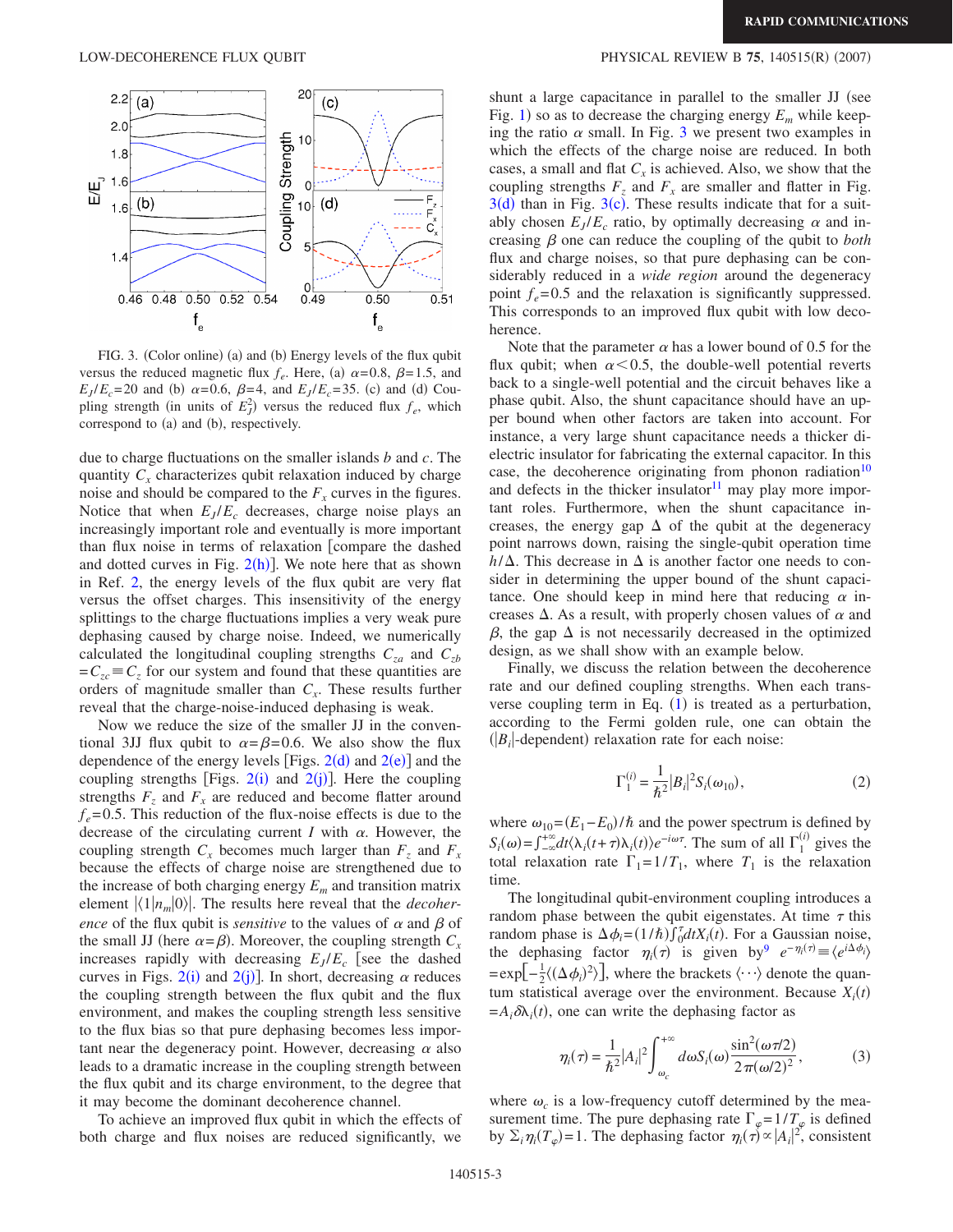FIG. 3. (Color online) (a) and (b) Energy levels of the flux qubit versus the reduced magnetic flux $f_e$. Here, (a) $\alpha=0.8$, $\beta=1.5$, and $E_J/E_c=20$ and (b) $\alpha=0.6$, $\beta=4$, and $E_J/E_c=35$. (c) and (d) Coupling strength (in units of $E_J^2$) versus the reduced flux $f_e$, which correspond to (a) and (b), respectively.

due to charge fluctuations on the smaller islands $b$ and $c$. The quantity $C_x$ characterizes qubit relaxation induced by charge noise and should be compared to the $F_x$ curves in the figures. Notice that when $E_J/E_c$ decreases, charge noise plays an increasingly important role and eventually is more important than flux noise in terms of relaxation [compare the dashed and dotted curves in Fig. 2(h)]. We note here that as shown in Ref. 2, the energy levels of the flux qubit are very flat versus the offset charges. This insensitivity of the energy splittings to the charge fluctuations implies a very weak pure dephasing caused by charge noise. Indeed, we numerically calculated the longitudinal coupling strengths $C_{za}$ and $C_{zb}=C_{zc}\equiv C_z$ for our system and found that these quantities are orders of magnitude smaller than $C_x$. These results further reveal that the charge-noise-induced dephasing is weak.

Now we reduce the size of the smaller JJ in the conventional 3JJ flux qubit to $\alpha=\beta=0.6$. We also show the flux dependence of the energy levels [Figs. 2(d) and 2(e)] and the coupling strengths [Figs. 2(i) and 2(j)]. Here the coupling strengths $F_z$ and $F_x$ are reduced and become flatter around $f_e=0.5$. This reduction of the flux-noise effects is due to the decrease of the circulating current $I$ with $\alpha$. However, the coupling strength $C_x$ becomes much larger than $F_z$ and $F_x$ because the effects of charge noise are strengthened due to the increase of both charging energy $E_m$ and transition matrix element $|\langle 1|n_m|0\rangle|$. The results here reveal that the *decoherence* of the flux qubit is *sensitive* to the values of $\alpha$ and $\beta$ of the small JJ (here $\alpha=\beta$). Moreover, the coupling strength $C_x$ increases rapidly with decreasing $E_J/E_c$ [see the dashed curves in Figs. 2(i) and 2(j)]. In short, decreasing $\alpha$ reduces the coupling strength between the flux qubit and the flux environment, and makes the coupling strength less sensitive to the flux bias so that pure dephasing becomes less important near the degeneracy point. However, decreasing $\alpha$ also leads to a dramatic increase in the coupling strength between the flux qubit and its charge environment, to the degree that it may become the dominant decoherence channel.

To achieve an improved flux qubit in which the effects of both charge and flux noises are reduced significantly, we shunt a large capacitance in parallel to the smaller JJ (see Fig. 1) so as to decrease the charging energy $E_m$ while keeping the ratio $\alpha$ small. In Fig. 3 we present two examples in which the effects of the charge noise are reduced. In both cases, a small and flat $C_x$ is achieved. Also, we show that the coupling strengths $F_z$ and $F_x$ are smaller and flatter in Fig. 3(d) than in Fig. 3(c). These results indicate that for a suitably chosen $E_J/E_c$ ratio, by optimally decreasing $\alpha$ and increasing $\beta$ one can reduce the coupling of the qubit to *both* flux and charge noises, so that pure dephasing can be considerably reduced in a *wide region* around the degeneracy point $f_e=0.5$ and the relaxation is significantly suppressed. This corresponds to an improved flux qubit with low decoherence.

Note that the parameter $\alpha$ has a lower bound of 0.5 for the flux qubit; when $\alpha<0.5$, the double-well potential reverts back to a single-well potential and the circuit behaves like a phase qubit. Also, the shunt capacitance should have an upper bound when other factors are taken into account. For instance, a very large shunt capacitance needs a thicker dielectric insulator for fabricating the external capacitor. In this case, the decoherence originating from phonon radiation[10] and defects in the thicker insulator[11] may play more important roles. Furthermore, when the shunt capacitance increases, the energy gap $\Delta$ of the qubit at the degeneracy point narrows down, raising the single-qubit operation time $h/\Delta$. This decrease in $\Delta$ is another factor one needs to consider in determining the upper bound of the shunt capacitance. One should keep in mind here that reducing $\alpha$ increases $\Delta$. As a result, with properly chosen values of $\alpha$ and $\beta$, the gap $\Delta$ is not necessarily decreased in the optimized design, as we shall show with an example below.

Finally, we discuss the relation between the decoherence rate and our defined coupling strengths. When each transverse coupling term in Eq. (1) is treated as a perturbation, according to the Fermi golden rule, one can obtain the ($|B_i|$-dependent) relaxation rate for each noise:

$$\Gamma_1^{(i)}=\frac{1}{\hbar^2}|B_i|^2 S_i(\omega_{10}),\tag{2}$$

where $\omega_{10}=(E_1-E_0)/\hbar$ and the power spectrum is defined by $S_i(\omega)=\int_{-\infty}^{+\infty}dt\langle\lambda_i(t+\tau)\lambda_i(t)\rangle e^{-i\omega\tau}$. The sum of all $\Gamma_1^{(i)}$ gives the total relaxation rate $\Gamma_1=1/T_1$, where $T_1$ is the relaxation time.

The longitudinal qubit-environment coupling introduces a random phase between the qubit eigenstates. At time $\tau$ this random phase is $\Delta\phi_i=(1/\hbar)\int_0^\tau dtX_i(t)$. For a Gaussian noise, the dephasing factor $\eta_i(\tau)$ is given by[9] $e^{-\eta_i(\tau)}\equiv\langle e^{i\Delta\phi_i}\rangle=\exp[-\frac{1}{2}\langle(\Delta\phi_i)^2\rangle]$, where the brackets $\langle\cdots\rangle$ denote the quantum statistical average over the environment. Because $X_i(t)=A_i\delta\lambda_i(t)$, one can write the dephasing factor as

$$\eta_i(\tau)=\frac{1}{\hbar^2}|A_i|^2\int_{\omega_c}^{+\infty}d\omega S_i(\omega)\frac{\sin^2(\omega\tau/2)}{2\pi(\omega/2)^2},\tag{3}$$

where $\omega_c$ is a low-frequency cutoff determined by the measurement time. The pure dephasing rate $\Gamma_\varphi=1/T_\varphi$ is defined by $\sum_i\eta_i(T_\varphi)=1$. The dephasing factor $\eta_i(\tau)\propto|A_i|^2$, consistent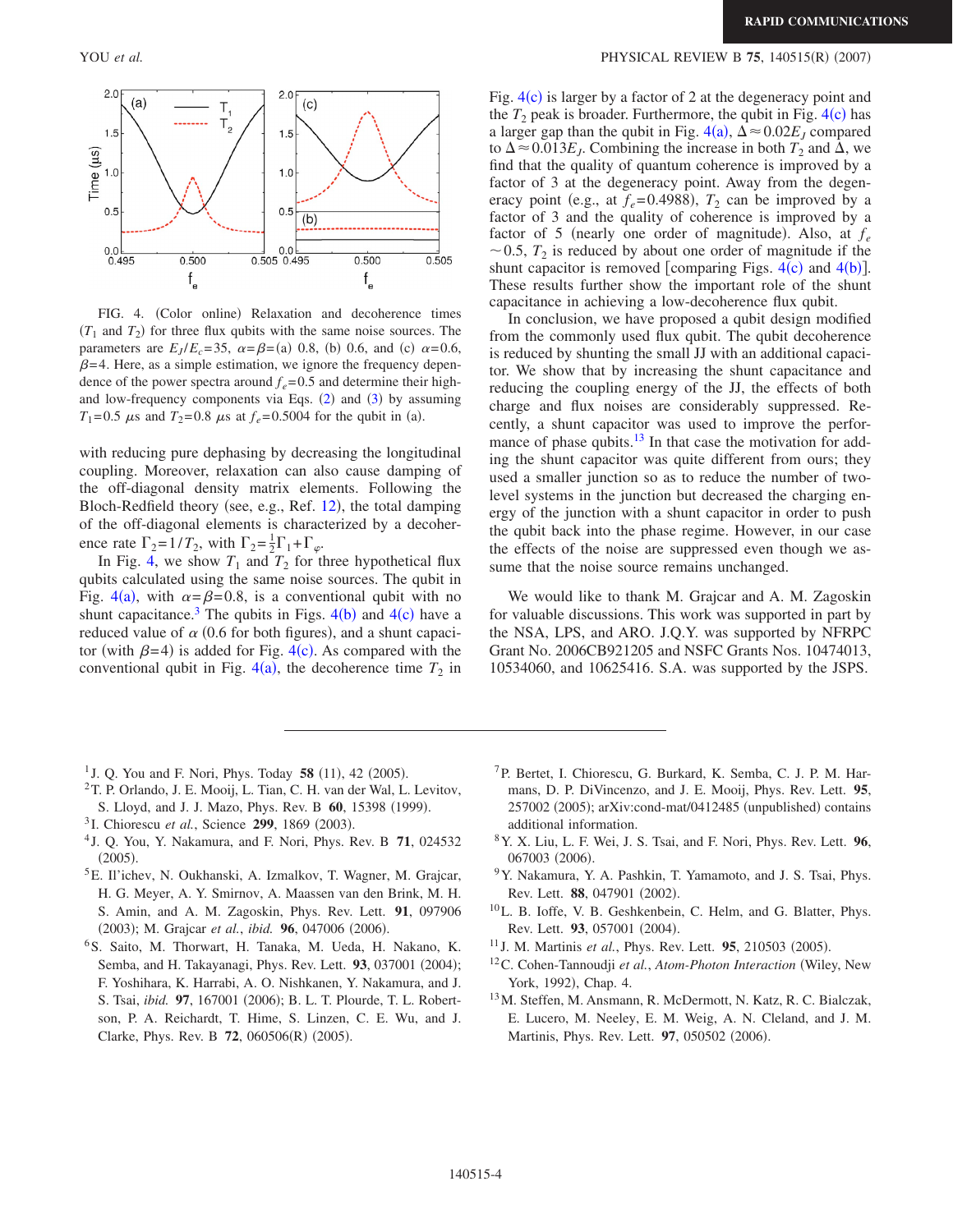(a)

$T_1$

$T_2$

Time (μs)

2.0

1.5

1.0

0.5

0.0

0.495 0.500 0.505

$f_e$

(c)

(b)

2.0

1.5

1.0

0.5

0.0

0.495 0.500 0.505

$f_e$

FIG. 4. (Color online) Relaxation and decoherence times ($T_1$ and $T_2$) for three flux qubits with the same noise sources. The parameters are $E_J/E_c=35$, $\alpha=\beta=$(a) 0.8, (b) 0.6, and (c) $\alpha=0.6$, $\beta=4$. Here, as a simple estimation, we ignore the frequency dependence of the power spectra around $f_e=0.5$ and determine their high- and low-frequency components via Eqs. (2) and (3) by assuming $T_1=0.5$ μs and $T_2=0.8$ μs at $f_e=0.5004$ for the qubit in (a).

with reducing pure dephasing by decreasing the longitudinal coupling. Moreover, relaxation can also cause damping of the off-diagonal density matrix elements. Following the Bloch-Redfield theory (see, e.g., Ref. 12), the total damping of the off-diagonal elements is characterized by a decoherence rate $\Gamma_2=1/T_2$, with $\Gamma_2=\frac{1}{2}\Gamma_1+\Gamma_\varphi$.

In Fig. 4, we show $T_1$ and $T_2$ for three hypothetical flux qubits calculated using the same noise sources. The qubit in Fig. 4(a), with $\alpha=\beta=0.8$, is a conventional qubit with no shunt capacitance.[3] The qubits in Figs. 4(b) and 4(c) have a reduced value of $\alpha$ (0.6 for both figures), and a shunt capacitor (with $\beta=4$) is added for Fig. 4(c). As compared with the conventional qubit in Fig. 4(a), the decoherence time $T_2$ in Fig. 4(c) is larger by a factor of 2 at the degeneracy point and the $T_2$ peak is broader. Furthermore, the qubit in Fig. 4(c) has a larger gap than the qubit in Fig. 4(a), $\Delta\approx 0.02E_J$ compared to $\Delta\approx 0.013E_J$. Combining the increase in both $T_2$ and $\Delta$, we find that the quality of quantum coherence is improved by a factor of 3 at the degeneracy point. Away from the degeneracy point (e.g., at $f_e=0.4988$), $T_2$ can be improved by a factor of 3 and the quality of coherence is improved by a factor of 5 (nearly one order of magnitude). Also, at $f_e \sim 0.5$, $T_2$ is reduced by about one order of magnitude if the shunt capacitor is removed [comparing Figs. 4(c) and 4(b)]. These results further show the important role of the shunt capacitance in achieving a low-decoherence flux qubit.

In conclusion, we have proposed a qubit design modified from the commonly used flux qubit. The qubit decoherence is reduced by shunting the small JJ with an additional capacitor. We show that by increasing the shunt capacitance and reducing the coupling energy of the JJ, the effects of both charge and flux noises are considerably suppressed. Recently, a shunt capacitor was used to improve the performance of phase qubits.[13] In that case the motivation for adding the shunt capacitor was quite different from ours; they used a smaller junction so as to reduce the number of two-level systems in the junction but decreased the charging energy of the junction with a shunt capacitor in order to push the qubit back into the phase regime. However, in our case the effects of the noise are suppressed even though we assume that the noise source remains unchanged.

We would like to thank M. Grajcar and A. M. Zagoskin for valuable discussions. This work was supported in part by the NSA, LPS, and ARO. J.Q.Y. was supported by NFRPC Grant No. 2006CB921205 and NSFC Grants Nos. 10474013, 10534060, and 10625416. S.A. was supported by the JSPS.

---

[1] J. Q. You and F. Nori, Phys. Today **58** (11), 42 (2005).

[2] T. P. Orlando, J. E. Mooij, L. Tian, C. H. van der Wal, L. Levitov, S. Lloyd, and J. J. Mazo, Phys. Rev. B **60**, 15398 (1999).

[3] I. Chiorescu *et al.*, Science **299**, 1869 (2003).

[4] J. Q. You, Y. Nakamura, and F. Nori, Phys. Rev. B **71**, 024532 (2005).

[5] E. Il'ichev, N. Oukhanski, A. Izmalkov, T. Wagner, M. Grajcar, H. G. Meyer, A. Y. Smirnov, A. Maassen van den Brink, M. H. S. Amin, and A. M. Zagoskin, Phys. Rev. Lett. **91**, 097906 (2003); M. Grajcar *et al.*, *ibid.* **96**, 047006 (2006).

[6] S. Saito, M. Thorwart, H. Tanaka, M. Ueda, H. Nakano, K. Semba, and H. Takayanagi, Phys. Rev. Lett. **93**, 037001 (2004); F. Yoshihara, K. Harrabi, A. O. Nishkanen, Y. Nakamura, and J. S. Tsai, *ibid.* **97**, 167001 (2006); B. L. T. Plourde, T. L. Robertson, P. A. Reichardt, T. Hime, S. Linzen, C. E. Wu, and J. Clarke, Phys. Rev. B **72**, 060506(R) (2005).

[7] P. Bertet, I. Chiorescu, G. Burkard, K. Semba, C. J. P. M. Harmans, D. P. DiVincenzo, and J. E. Mooij, Phys. Rev. Lett. **95**, 257002 (2005); arXiv:cond-mat/0412485 (unpublished) contains additional information.

[8] Y. X. Liu, L. F. Wei, J. S. Tsai, and F. Nori, Phys. Rev. Lett. **96**, 067003 (2006).

[9] Y. Nakamura, Y. A. Pashkin, T. Yamamoto, and J. S. Tsai, Phys. Rev. Lett. **88**, 047901 (2002).

[10] L. B. Ioffe, V. B. Geshkenbein, C. Helm, and G. Blatter, Phys. Rev. Lett. **93**, 057001 (2004).

[11] J. M. Martinis *et al.*, Phys. Rev. Lett. **95**, 210503 (2005).

[12] C. Cohen-Tannoudji *et al.*, *Atom-Photon Interaction* (Wiley, New York, 1992), Chap. 4.

[13] M. Steffen, M. Ansmann, R. McDermott, N. Katz, R. C. Bialczak, E. Lucero, M. Neeley, E. M. Weig, A. N. Cleland, and J. M. Martinis, Phys. Rev. Lett. **97**, 050502 (2006).